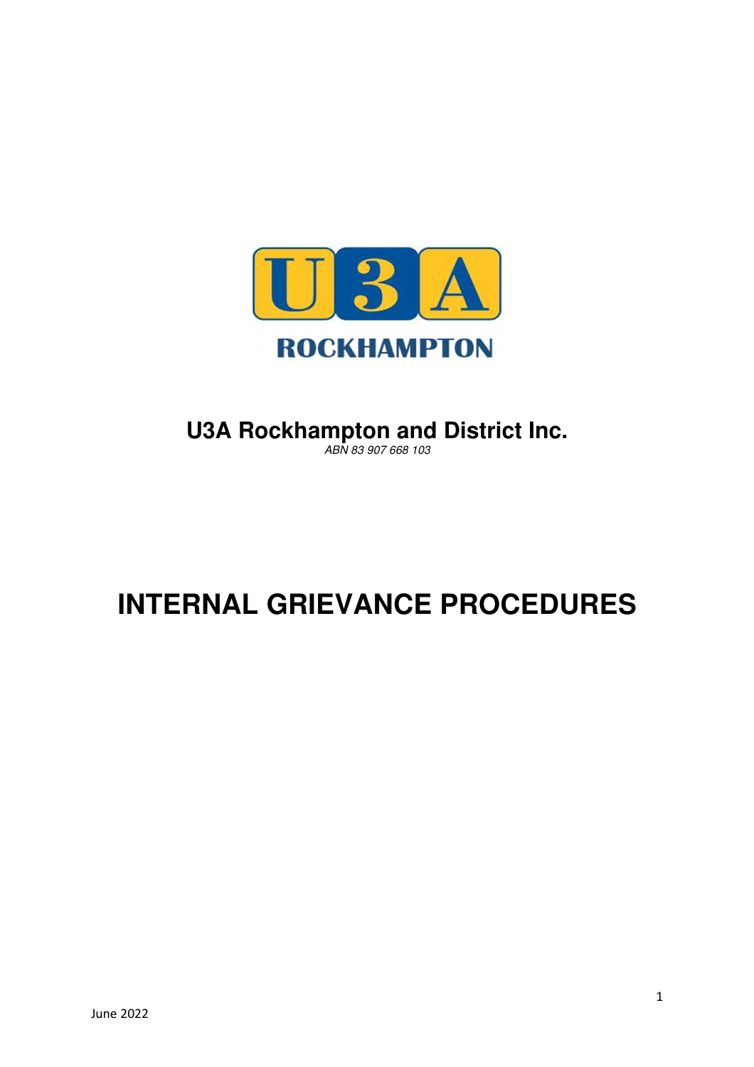U3A ROCKHAMPTON

# U3A Rockhampton and District Inc.

*ABN 83 907 668 103*

# INTERNAL GRIEVANCE PROCEDURES

June 2022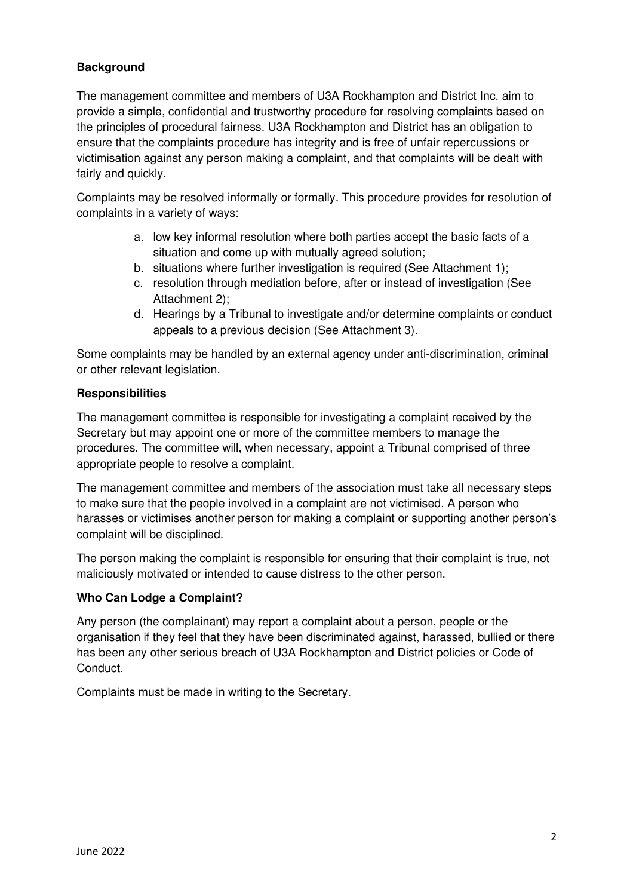**Background**

The management committee and members of U3A Rockhampton and District Inc. aim to provide a simple, confidential and trustworthy procedure for resolving complaints based on the principles of procedural fairness. U3A Rockhampton and District has an obligation to ensure that the complaints procedure has integrity and is free of unfair repercussions or victimisation against any person making a complaint, and that complaints will be dealt with fairly and quickly.

Complaints may be resolved informally or formally. This procedure provides for resolution of complaints in a variety of ways:

a. low key informal resolution where both parties accept the basic facts of a situation and come up with mutually agreed solution;
b. situations where further investigation is required (See Attachment 1);
c. resolution through mediation before, after or instead of investigation (See Attachment 2);
d. Hearings by a Tribunal to investigate and/or determine complaints or conduct appeals to a previous decision (See Attachment 3).

Some complaints may be handled by an external agency under anti-discrimination, criminal or other relevant legislation.

**Responsibilities**

The management committee is responsible for investigating a complaint received by the Secretary but may appoint one or more of the committee members to manage the procedures. The committee will, when necessary, appoint a Tribunal comprised of three appropriate people to resolve a complaint.

The management committee and members of the association must take all necessary steps to make sure that the people involved in a complaint are not victimised. A person who harasses or victimises another person for making a complaint or supporting another person's complaint will be disciplined.

The person making the complaint is responsible for ensuring that their complaint is true, not maliciously motivated or intended to cause distress to the other person.

**Who Can Lodge a Complaint?**

Any person (the complainant) may report a complaint about a person, people or the organisation if they feel that they have been discriminated against, harassed, bullied or there has been any other serious breach of U3A Rockhampton and District policies or Code of Conduct.

Complaints must be made in writing to the Secretary.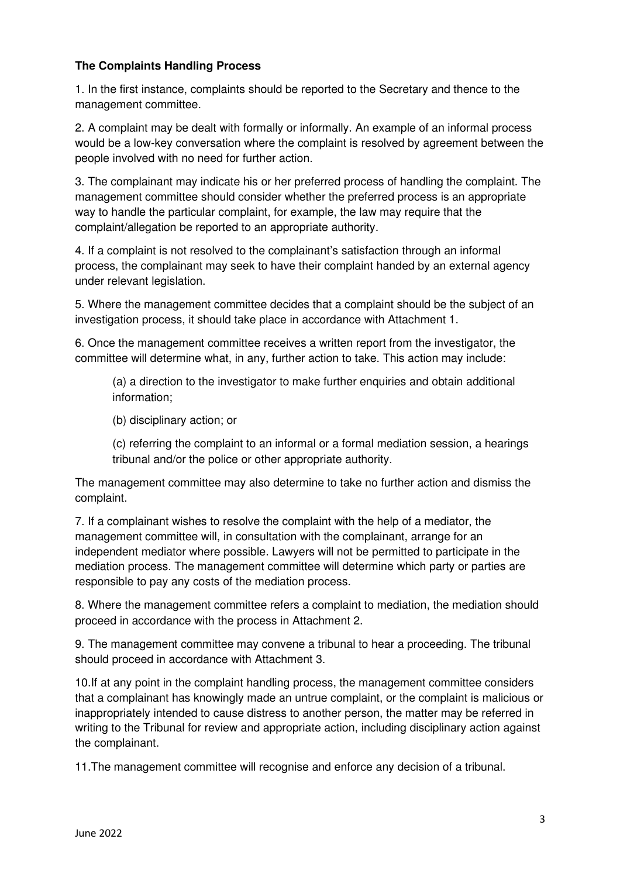**The Complaints Handling Process**

1. In the first instance, complaints should be reported to the Secretary and thence to the management committee.

2. A complaint may be dealt with formally or informally. An example of an informal process would be a low-key conversation where the complaint is resolved by agreement between the people involved with no need for further action.

3. The complainant may indicate his or her preferred process of handling the complaint. The management committee should consider whether the preferred process is an appropriate way to handle the particular complaint, for example, the law may require that the complaint/allegation be reported to an appropriate authority.

4. If a complaint is not resolved to the complainant's satisfaction through an informal process, the complainant may seek to have their complaint handed by an external agency under relevant legislation.

5. Where the management committee decides that a complaint should be the subject of an investigation process, it should take place in accordance with Attachment 1.

6. Once the management committee receives a written report from the investigator, the committee will determine what, in any, further action to take. This action may include:

   (a) a direction to the investigator to make further enquiries and obtain additional information;

   (b) disciplinary action; or

   (c) referring the complaint to an informal or a formal mediation session, a hearings tribunal and/or the police or other appropriate authority.

The management committee may also determine to take no further action and dismiss the complaint.

7. If a complainant wishes to resolve the complaint with the help of a mediator, the management committee will, in consultation with the complainant, arrange for an independent mediator where possible. Lawyers will not be permitted to participate in the mediation process. The management committee will determine which party or parties are responsible to pay any costs of the mediation process.

8. Where the management committee refers a complaint to mediation, the mediation should proceed in accordance with the process in Attachment 2.

9. The management committee may convene a tribunal to hear a proceeding. The tribunal should proceed in accordance with Attachment 3.

10. If at any point in the complaint handling process, the management committee considers that a complainant has knowingly made an untrue complaint, or the complaint is malicious or inappropriately intended to cause distress to another person, the matter may be referred in writing to the Tribunal for review and appropriate action, including disciplinary action against the complainant.

11. The management committee will recognise and enforce any decision of a tribunal.

June 2022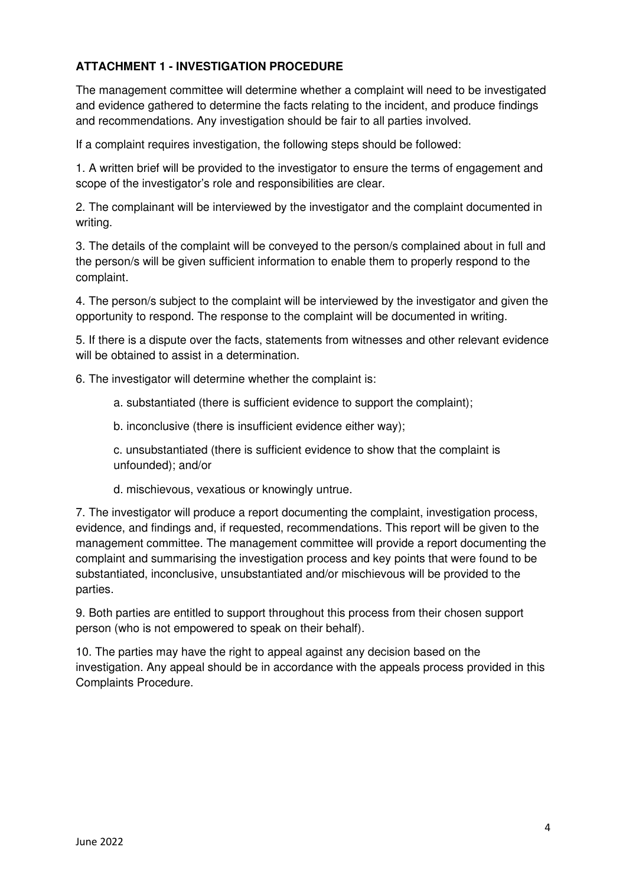**ATTACHMENT 1 - INVESTIGATION PROCEDURE**

The management committee will determine whether a complaint will need to be investigated and evidence gathered to determine the facts relating to the incident, and produce findings and recommendations. Any investigation should be fair to all parties involved.

If a complaint requires investigation, the following steps should be followed:

1. A written brief will be provided to the investigator to ensure the terms of engagement and scope of the investigator's role and responsibilities are clear.

2. The complainant will be interviewed by the investigator and the complaint documented in writing.

3. The details of the complaint will be conveyed to the person/s complained about in full and the person/s will be given sufficient information to enable them to properly respond to the complaint.

4. The person/s subject to the complaint will be interviewed by the investigator and given the opportunity to respond. The response to the complaint will be documented in writing.

5. If there is a dispute over the facts, statements from witnesses and other relevant evidence will be obtained to assist in a determination.

6. The investigator will determine whether the complaint is:

   a. substantiated (there is sufficient evidence to support the complaint);

   b. inconclusive (there is insufficient evidence either way);

   c. unsubstantiated (there is sufficient evidence to show that the complaint is unfounded); and/or

   d. mischievous, vexatious or knowingly untrue.

7. The investigator will produce a report documenting the complaint, investigation process, evidence, and findings and, if requested, recommendations. This report will be given to the management committee. The management committee will provide a report documenting the complaint and summarising the investigation process and key points that were found to be substantiated, inconclusive, unsubstantiated and/or mischievous will be provided to the parties.

9. Both parties are entitled to support throughout this process from their chosen support person (who is not empowered to speak on their behalf).

10. The parties may have the right to appeal against any decision based on the investigation. Any appeal should be in accordance with the appeals process provided in this Complaints Procedure.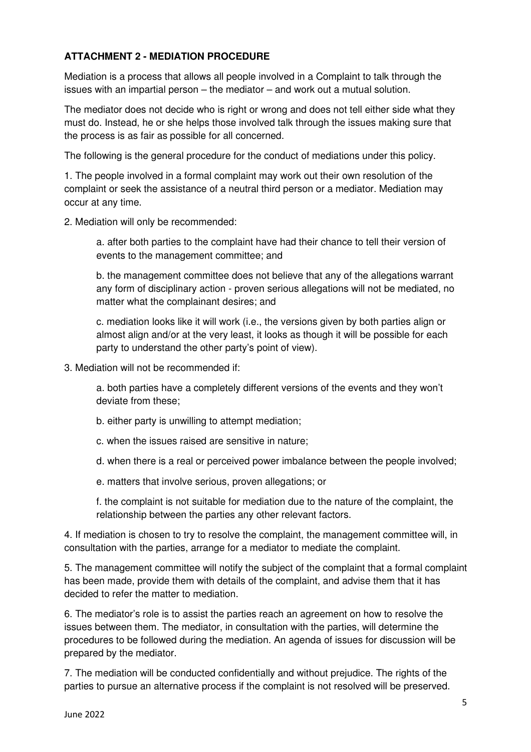**ATTACHMENT 2 - MEDIATION PROCEDURE**

Mediation is a process that allows all people involved in a Complaint to talk through the issues with an impartial person – the mediator – and work out a mutual solution.

The mediator does not decide who is right or wrong and does not tell either side what they must do. Instead, he or she helps those involved talk through the issues making sure that the process is as fair as possible for all concerned.

The following is the general procedure for the conduct of mediations under this policy.

1. The people involved in a formal complaint may work out their own resolution of the complaint or seek the assistance of a neutral third person or a mediator. Mediation may occur at any time.

2. Mediation will only be recommended:

   a. after both parties to the complaint have had their chance to tell their version of events to the management committee; and

   b. the management committee does not believe that any of the allegations warrant any form of disciplinary action - proven serious allegations will not be mediated, no matter what the complainant desires; and

   c. mediation looks like it will work (i.e., the versions given by both parties align or almost align and/or at the very least, it looks as though it will be possible for each party to understand the other party's point of view).

3. Mediation will not be recommended if:

   a. both parties have a completely different versions of the events and they won't deviate from these;

   b. either party is unwilling to attempt mediation;

   c. when the issues raised are sensitive in nature;

   d. when there is a real or perceived power imbalance between the people involved;

   e. matters that involve serious, proven allegations; or

   f. the complaint is not suitable for mediation due to the nature of the complaint, the relationship between the parties any other relevant factors.

4. If mediation is chosen to try to resolve the complaint, the management committee will, in consultation with the parties, arrange for a mediator to mediate the complaint.

5. The management committee will notify the subject of the complaint that a formal complaint has been made, provide them with details of the complaint, and advise them that it has decided to refer the matter to mediation.

6. The mediator's role is to assist the parties reach an agreement on how to resolve the issues between them. The mediator, in consultation with the parties, will determine the procedures to be followed during the mediation. An agenda of issues for discussion will be prepared by the mediator.

7. The mediation will be conducted confidentially and without prejudice. The rights of the parties to pursue an alternative process if the complaint is not resolved will be preserved.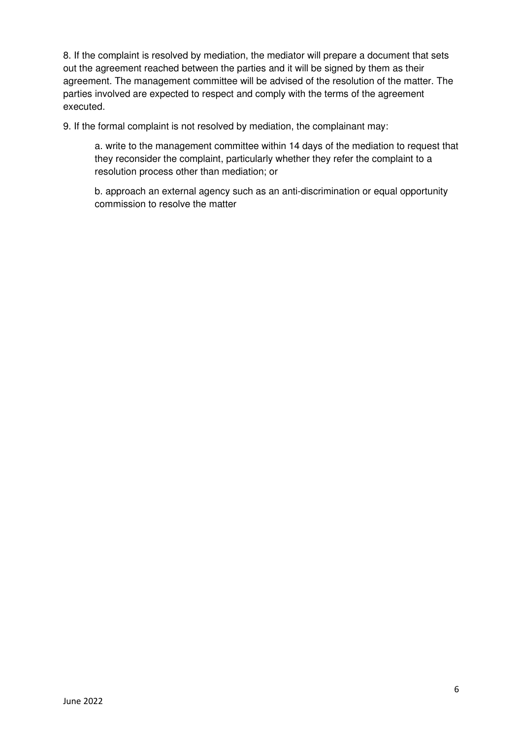8. If the complaint is resolved by mediation, the mediator will prepare a document that sets out the agreement reached between the parties and it will be signed by them as their agreement. The management committee will be advised of the resolution of the matter. The parties involved are expected to respect and comply with the terms of the agreement executed.

9. If the formal complaint is not resolved by mediation, the complainant may:

   a. write to the management committee within 14 days of the mediation to request that they reconsider the complaint, particularly whether they refer the complaint to a resolution process other than mediation; or

   b. approach an external agency such as an anti-discrimination or equal opportunity commission to resolve the matter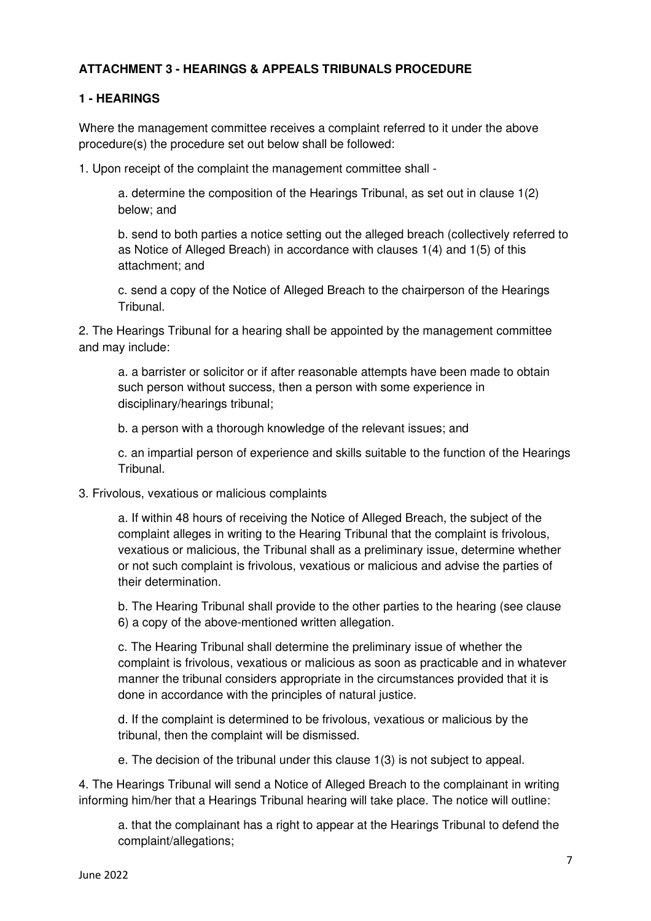**ATTACHMENT 3 - HEARINGS & APPEALS TRIBUNALS PROCEDURE**

**1 - HEARINGS**

Where the management committee receives a complaint referred to it under the above procedure(s) the procedure set out below shall be followed:

1. Upon receipt of the complaint the management committee shall -

    a. determine the composition of the Hearings Tribunal, as set out in clause 1(2) below; and

    b. send to both parties a notice setting out the alleged breach (collectively referred to as Notice of Alleged Breach) in accordance with clauses 1(4) and 1(5) of this attachment; and

    c. send a copy of the Notice of Alleged Breach to the chairperson of the Hearings Tribunal.

2. The Hearings Tribunal for a hearing shall be appointed by the management committee and may include:

    a. a barrister or solicitor or if after reasonable attempts have been made to obtain such person without success, then a person with some experience in disciplinary/hearings tribunal;

    b. a person with a thorough knowledge of the relevant issues; and

    c. an impartial person of experience and skills suitable to the function of the Hearings Tribunal.

3. Frivolous, vexatious or malicious complaints

    a. If within 48 hours of receiving the Notice of Alleged Breach, the subject of the complaint alleges in writing to the Hearing Tribunal that the complaint is frivolous, vexatious or malicious, the Tribunal shall as a preliminary issue, determine whether or not such complaint is frivolous, vexatious or malicious and advise the parties of their determination.

    b. The Hearing Tribunal shall provide to the other parties to the hearing (see clause 6) a copy of the above-mentioned written allegation.

    c. The Hearing Tribunal shall determine the preliminary issue of whether the complaint is frivolous, vexatious or malicious as soon as practicable and in whatever manner the tribunal considers appropriate in the circumstances provided that it is done in accordance with the principles of natural justice.

    d. If the complaint is determined to be frivolous, vexatious or malicious by the tribunal, then the complaint will be dismissed.

    e. The decision of the tribunal under this clause 1(3) is not subject to appeal.

4. The Hearings Tribunal will send a Notice of Alleged Breach to the complainant in writing informing him/her that a Hearings Tribunal hearing will take place. The notice will outline:

    a. that the complainant has a right to appear at the Hearings Tribunal to defend the complaint/allegations;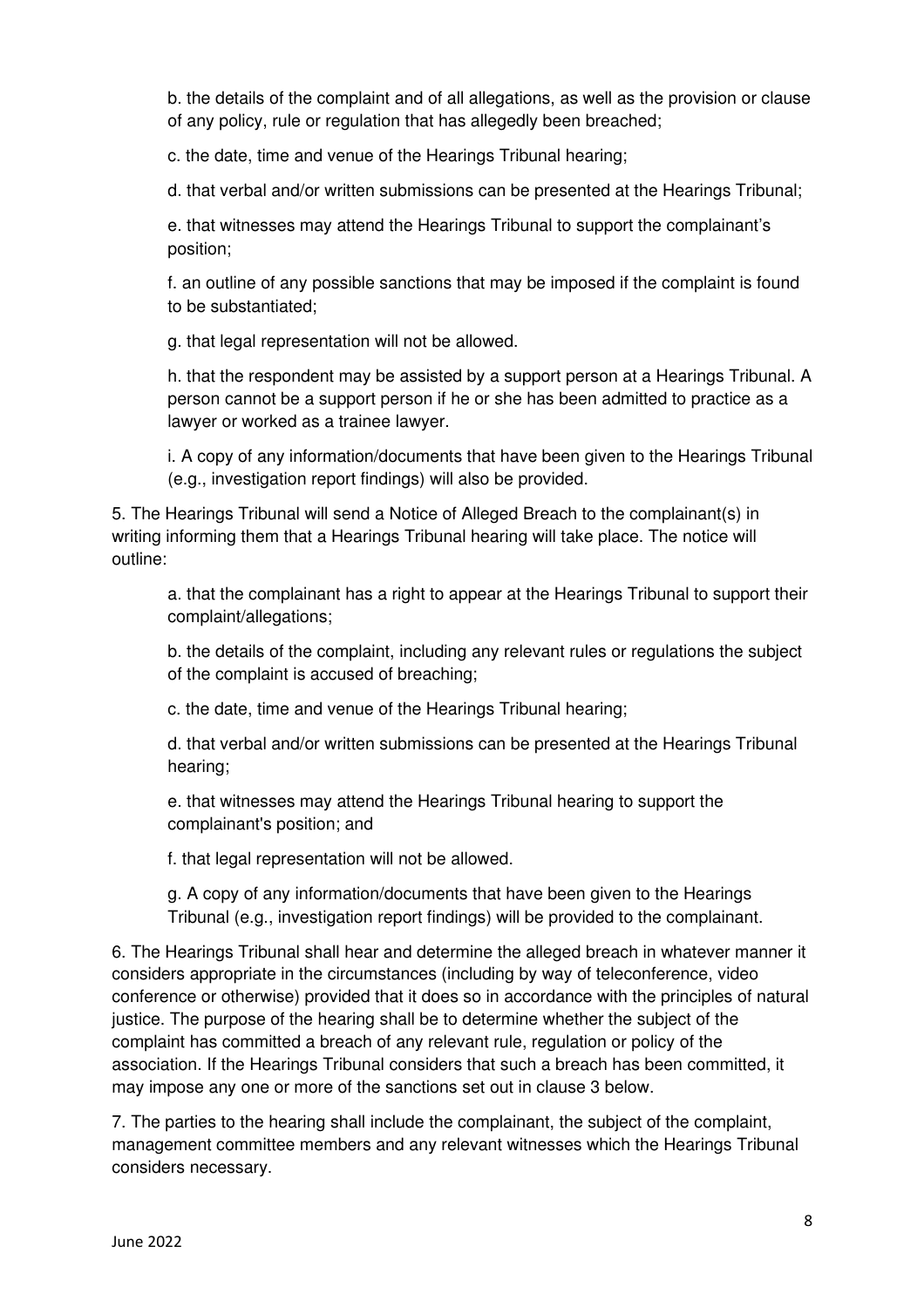b. the details of the complaint and of all allegations, as well as the provision or clause of any policy, rule or regulation that has allegedly been breached;

c. the date, time and venue of the Hearings Tribunal hearing;

d. that verbal and/or written submissions can be presented at the Hearings Tribunal;

e. that witnesses may attend the Hearings Tribunal to support the complainant's position;

f. an outline of any possible sanctions that may be imposed if the complaint is found to be substantiated;

g. that legal representation will not be allowed.

h. that the respondent may be assisted by a support person at a Hearings Tribunal. A person cannot be a support person if he or she has been admitted to practice as a lawyer or worked as a trainee lawyer.

i. A copy of any information/documents that have been given to the Hearings Tribunal (e.g., investigation report findings) will also be provided.

5. The Hearings Tribunal will send a Notice of Alleged Breach to the complainant(s) in writing informing them that a Hearings Tribunal hearing will take place. The notice will outline:

a. that the complainant has a right to appear at the Hearings Tribunal to support their complaint/allegations;

b. the details of the complaint, including any relevant rules or regulations the subject of the complaint is accused of breaching;

c. the date, time and venue of the Hearings Tribunal hearing;

d. that verbal and/or written submissions can be presented at the Hearings Tribunal hearing;

e. that witnesses may attend the Hearings Tribunal hearing to support the complainant's position; and

f. that legal representation will not be allowed.

g. A copy of any information/documents that have been given to the Hearings Tribunal (e.g., investigation report findings) will be provided to the complainant.

6. The Hearings Tribunal shall hear and determine the alleged breach in whatever manner it considers appropriate in the circumstances (including by way of teleconference, video conference or otherwise) provided that it does so in accordance with the principles of natural justice. The purpose of the hearing shall be to determine whether the subject of the complaint has committed a breach of any relevant rule, regulation or policy of the association. If the Hearings Tribunal considers that such a breach has been committed, it may impose any one or more of the sanctions set out in clause 3 below.

7. The parties to the hearing shall include the complainant, the subject of the complaint, management committee members and any relevant witnesses which the Hearings Tribunal considers necessary.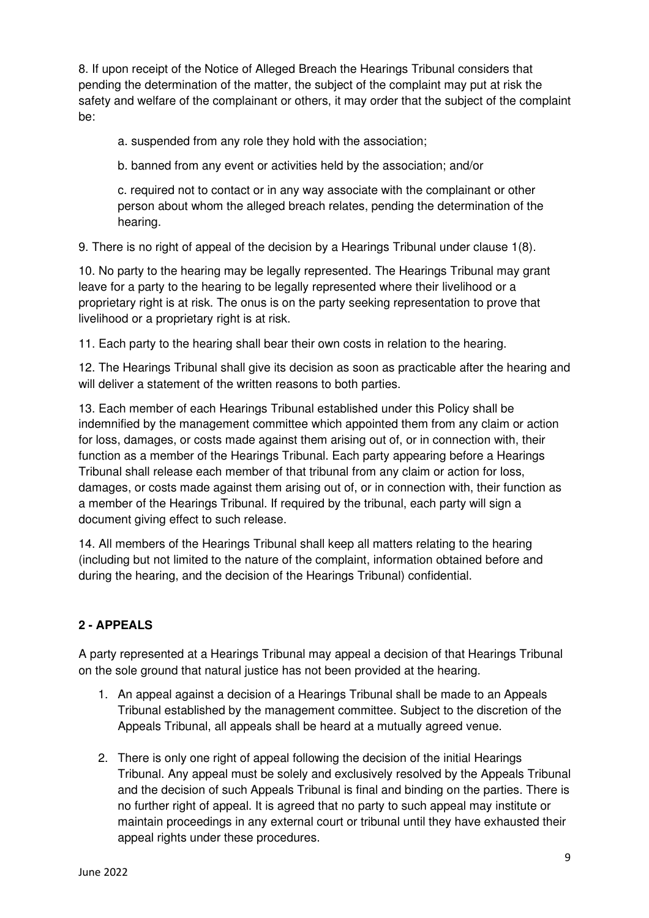8. If upon receipt of the Notice of Alleged Breach the Hearings Tribunal considers that pending the determination of the matter, the subject of the complaint may put at risk the safety and welfare of the complainant or others, it may order that the subject of the complaint be:

   a. suspended from any role they hold with the association;

   b. banned from any event or activities held by the association; and/or

   c. required not to contact or in any way associate with the complainant or other person about whom the alleged breach relates, pending the determination of the hearing.

9. There is no right of appeal of the decision by a Hearings Tribunal under clause 1(8).

10. No party to the hearing may be legally represented. The Hearings Tribunal may grant leave for a party to the hearing to be legally represented where their livelihood or a proprietary right is at risk. The onus is on the party seeking representation to prove that livelihood or a proprietary right is at risk.

11. Each party to the hearing shall bear their own costs in relation to the hearing.

12. The Hearings Tribunal shall give its decision as soon as practicable after the hearing and will deliver a statement of the written reasons to both parties.

13. Each member of each Hearings Tribunal established under this Policy shall be indemnified by the management committee which appointed them from any claim or action for loss, damages, or costs made against them arising out of, or in connection with, their function as a member of the Hearings Tribunal. Each party appearing before a Hearings Tribunal shall release each member of that tribunal from any claim or action for loss, damages, or costs made against them arising out of, or in connection with, their function as a member of the Hearings Tribunal. If required by the tribunal, each party will sign a document giving effect to such release.

14. All members of the Hearings Tribunal shall keep all matters relating to the hearing (including but not limited to the nature of the complaint, information obtained before and during the hearing, and the decision of the Hearings Tribunal) confidential.

## 2 - APPEALS

A party represented at a Hearings Tribunal may appeal a decision of that Hearings Tribunal on the sole ground that natural justice has not been provided at the hearing.

1. An appeal against a decision of a Hearings Tribunal shall be made to an Appeals Tribunal established by the management committee. Subject to the discretion of the Appeals Tribunal, all appeals shall be heard at a mutually agreed venue.

2. There is only one right of appeal following the decision of the initial Hearings Tribunal. Any appeal must be solely and exclusively resolved by the Appeals Tribunal and the decision of such Appeals Tribunal is final and binding on the parties. There is no further right of appeal. It is agreed that no party to such appeal may institute or maintain proceedings in any external court or tribunal until they have exhausted their appeal rights under these procedures.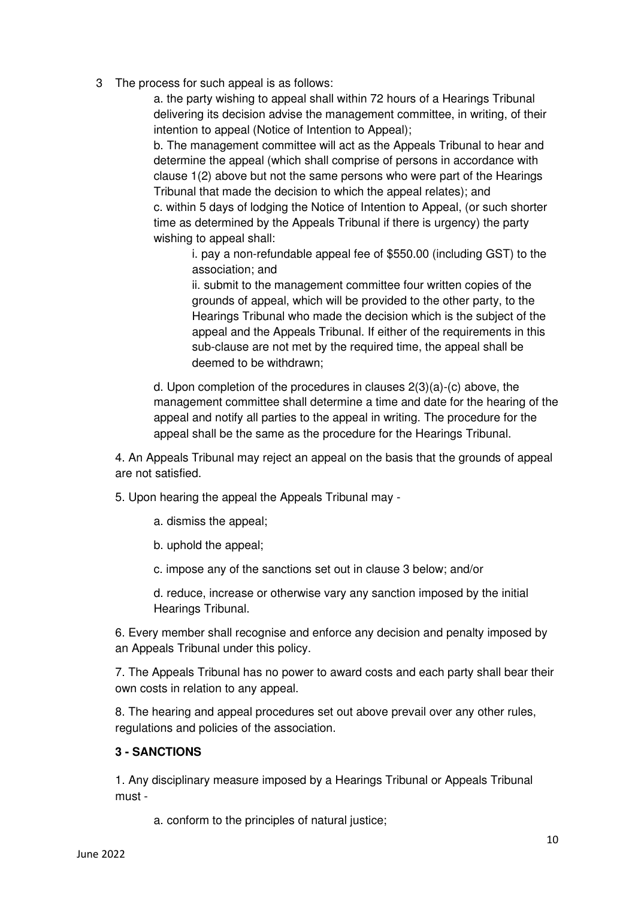3 The process for such appeal is as follows:

a. the party wishing to appeal shall within 72 hours of a Hearings Tribunal delivering its decision advise the management committee, in writing, of their intention to appeal (Notice of Intention to Appeal);

b. The management committee will act as the Appeals Tribunal to hear and determine the appeal (which shall comprise of persons in accordance with clause 1(2) above but not the same persons who were part of the Hearings Tribunal that made the decision to which the appeal relates); and

c. within 5 days of lodging the Notice of Intention to Appeal, (or such shorter time as determined by the Appeals Tribunal if there is urgency) the party wishing to appeal shall:

i. pay a non-refundable appeal fee of $550.00 (including GST) to the association; and

ii. submit to the management committee four written copies of the grounds of appeal, which will be provided to the other party, to the Hearings Tribunal who made the decision which is the subject of the appeal and the Appeals Tribunal. If either of the requirements in this sub-clause are not met by the required time, the appeal shall be deemed to be withdrawn;

d. Upon completion of the procedures in clauses 2(3)(a)-(c) above, the management committee shall determine a time and date for the hearing of the appeal and notify all parties to the appeal in writing. The procedure for the appeal shall be the same as the procedure for the Hearings Tribunal.

4. An Appeals Tribunal may reject an appeal on the basis that the grounds of appeal are not satisfied.

5. Upon hearing the appeal the Appeals Tribunal may -

a. dismiss the appeal;

b. uphold the appeal;

c. impose any of the sanctions set out in clause 3 below; and/or

d. reduce, increase or otherwise vary any sanction imposed by the initial Hearings Tribunal.

6. Every member shall recognise and enforce any decision and penalty imposed by an Appeals Tribunal under this policy.

7. The Appeals Tribunal has no power to award costs and each party shall bear their own costs in relation to any appeal.

8. The hearing and appeal procedures set out above prevail over any other rules, regulations and policies of the association.

**3 - SANCTIONS**

1. Any disciplinary measure imposed by a Hearings Tribunal or Appeals Tribunal must -

a. conform to the principles of natural justice;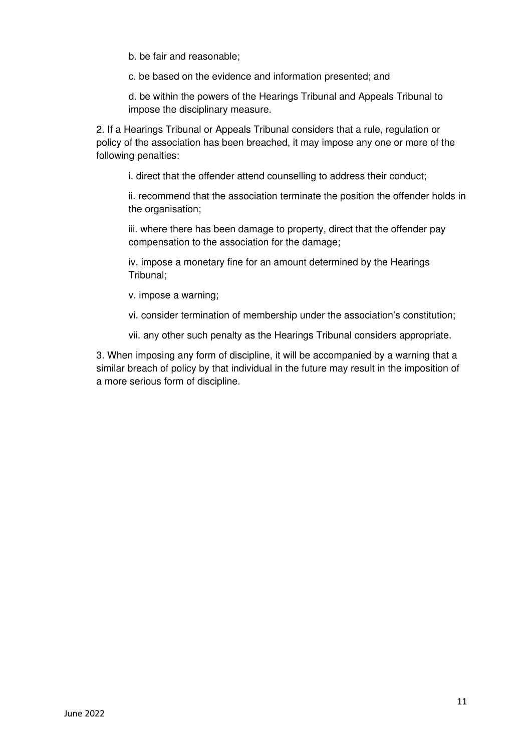b. be fair and reasonable;

c. be based on the evidence and information presented; and

d. be within the powers of the Hearings Tribunal and Appeals Tribunal to impose the disciplinary measure.

2. If a Hearings Tribunal or Appeals Tribunal considers that a rule, regulation or policy of the association has been breached, it may impose any one or more of the following penalties:

i. direct that the offender attend counselling to address their conduct;

ii. recommend that the association terminate the position the offender holds in the organisation;

iii. where there has been damage to property, direct that the offender pay compensation to the association for the damage;

iv. impose a monetary fine for an amount determined by the Hearings Tribunal;

v. impose a warning;

vi. consider termination of membership under the association's constitution;

vii. any other such penalty as the Hearings Tribunal considers appropriate.

3. When imposing any form of discipline, it will be accompanied by a warning that a similar breach of policy by that individual in the future may result in the imposition of a more serious form of discipline.